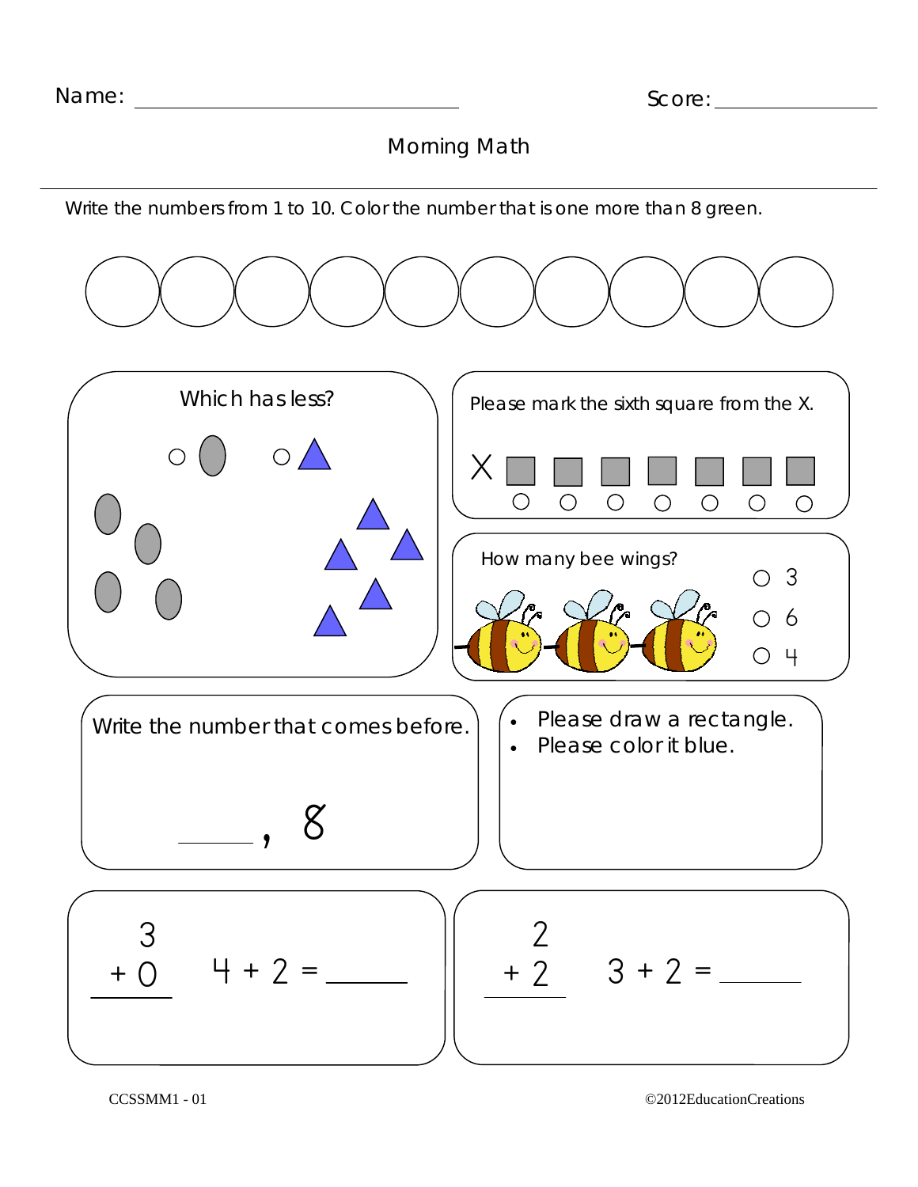Name: ______________________________ Score: _____________

# Morning Math

Write the numbers from 1 to 10. Color the number that is one more than 8 green.

○ ○ ○ ○ ○ ○ ○ ○ ○ ○

**Which has less?**

○ (ovals) ○ (triangles)

**Please mark the sixth square from the X.**

X ☐ ☐ ☐ ☐ ☐ ☐ ☐

**How many bee wings?**

○ 3

○ 6

○ 4

**Write the number that comes before.**

____ , 8

- Please draw a rectangle.
- Please color it blue.

$$\begin{array}{r} 3 \\ +\ 0 \\ \hline \end{array}$$

4 + 2 = ______

$$\begin{array}{r} 2 \\ +\ 2 \\ \hline \end{array}$$

3 + 2 = ______

CCSSMM1 - 01

©2012EducationCreations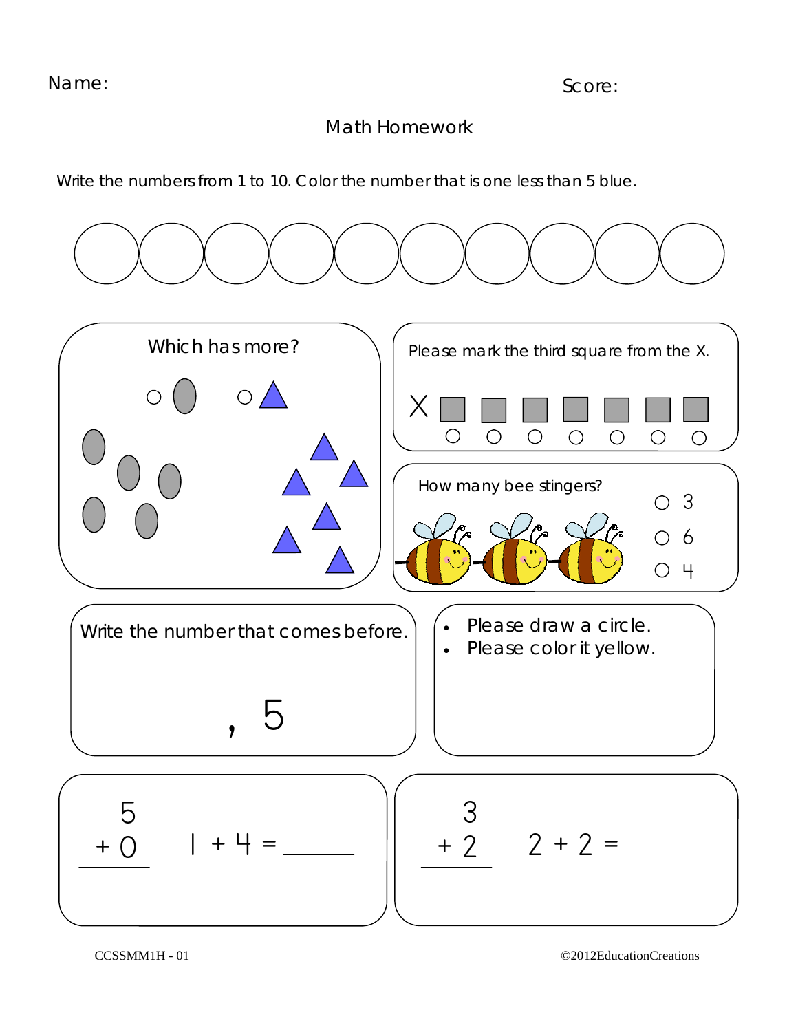Name: ______________________ Score: ____________

## Math Homework

Write the numbers from 1 to 10. Color the number that is one less than 5 blue.

○ ○ ○ ○ ○ ○ ○ ○ ○ ○

**Which has more?**

○ (ovals) ○ (triangles)

**Please mark the third square from the X.**

X □ □ □ □ □ □ □

○ ○ ○ ○ ○ ○ ○

**How many bee stingers?**

○ 3

○ 6

○ 4

**Write the number that comes before.**

____ , 5

- Please draw a circle.
- Please color it yellow.

$$\begin{array}{r} 5 \\ +\ 0 \\ \hline \end{array}$$

$1 + 4 =$ ______

$$\begin{array}{r} 3 \\ +\ 2 \\ \hline \end{array}$$

$2 + 2 =$ ______

CCSSMM1H - 01 ©2012EducationCreations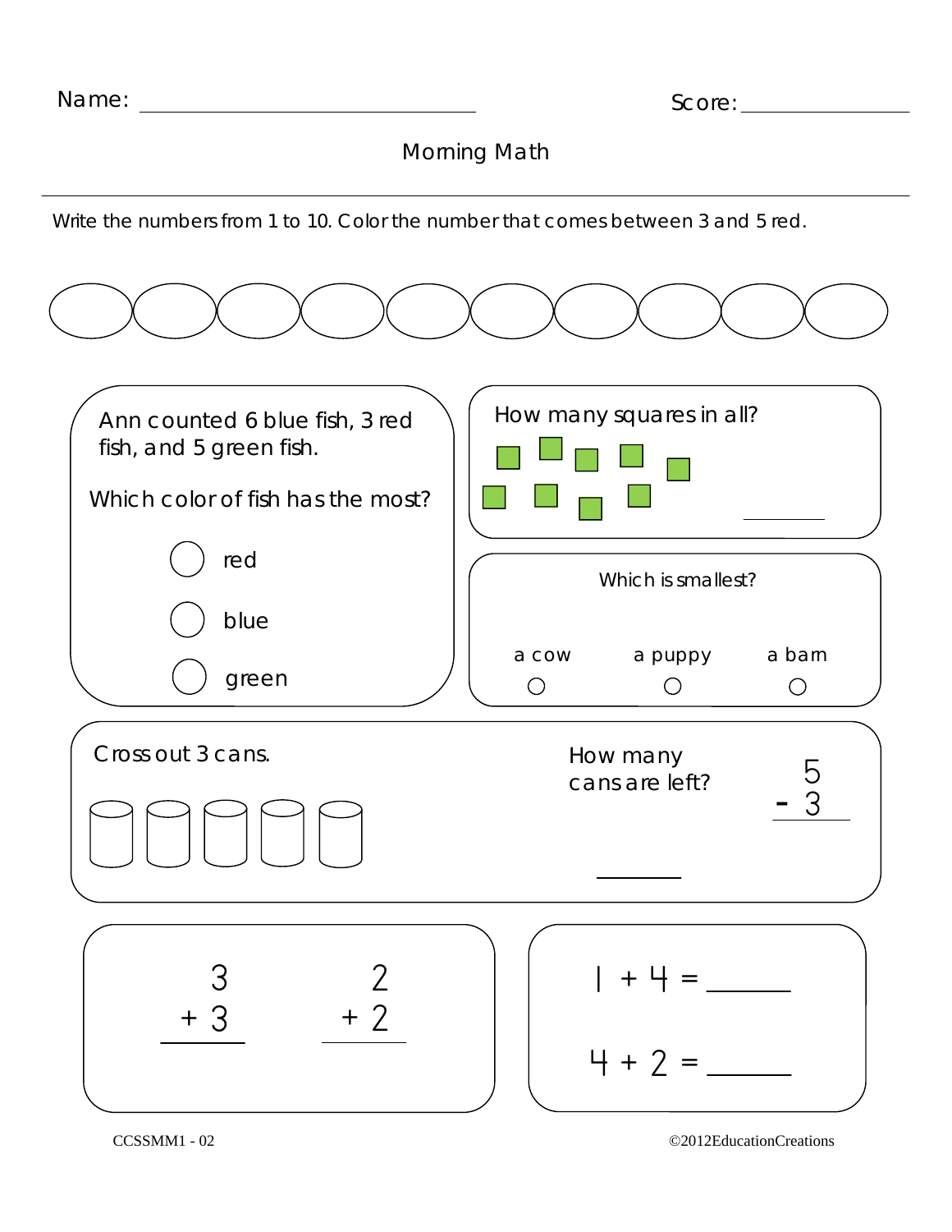Name: ______________________ Score: ______________

# Morning Math

Write the numbers from 1 to 10. Color the number that comes between 3 and 5 red.

Ann counted 6 blue fish, 3 red fish, and 5 green fish.

Which color of fish has the most?

- ◯ red
- ◯ blue
- ◯ green

How many squares in all? ______

Which is smallest?

◯ a cow ◯ a puppy ◯ a barn

Cross out 3 cans.

How many cans are left? ______

$$\begin{array}{r} 5 \\ -\ 3 \\ \hline \end{array}$$

$$\begin{array}{r} 3 \\ +\ 3 \\ \hline \end{array} \qquad \begin{array}{r} 2 \\ +\ 2 \\ \hline \end{array}$$

$1 + 4 =$ ______

$4 + 2 =$ ______

CCSSMM1 - 02 ©2012EducationCreations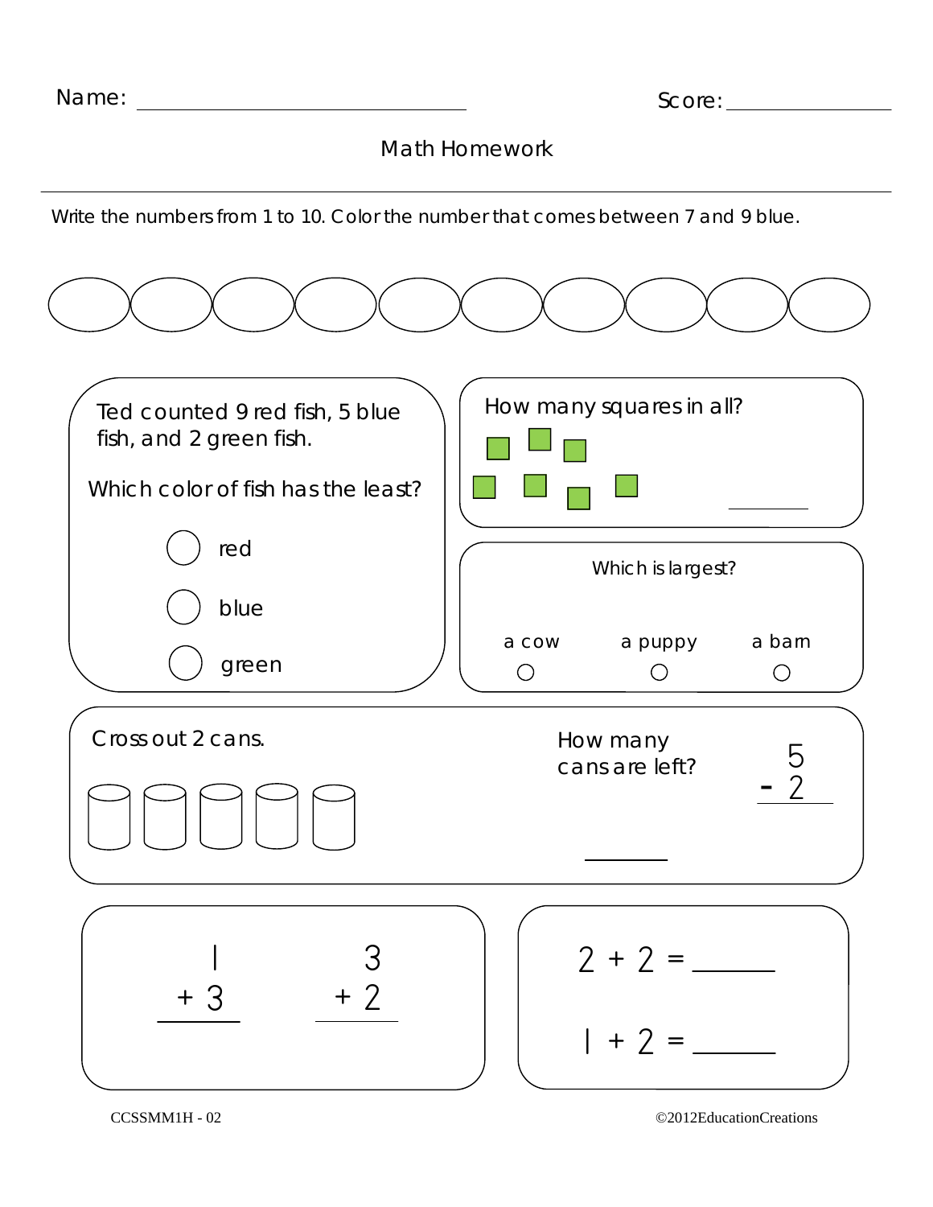Name: ______________________ Score: ____________

# Math Homework

Write the numbers from 1 to 10. Color the number that comes between 7 and 9 blue.

Ted counted 9 red fish, 5 blue fish, and 2 green fish.

Which color of fish has the least?

- ◯ red
- ◯ blue
- ◯ green

How many squares in all? ______

Which is largest?

- ◯ a cow
- ◯ a puppy
- ◯ a barn

Cross out 2 cans.

How many cans are left? ______

$$\begin{array}{r} 5 \\ -\ 2 \\ \hline \end{array}$$

$$\begin{array}{r} 1 \\ +\ 3 \\ \hline \end{array} \qquad \begin{array}{r} 3 \\ +\ 2 \\ \hline \end{array}$$

$2 + 2 =$ ______

$1 + 2 =$ ______

CCSSMM1H - 02 ©2012EducationCreations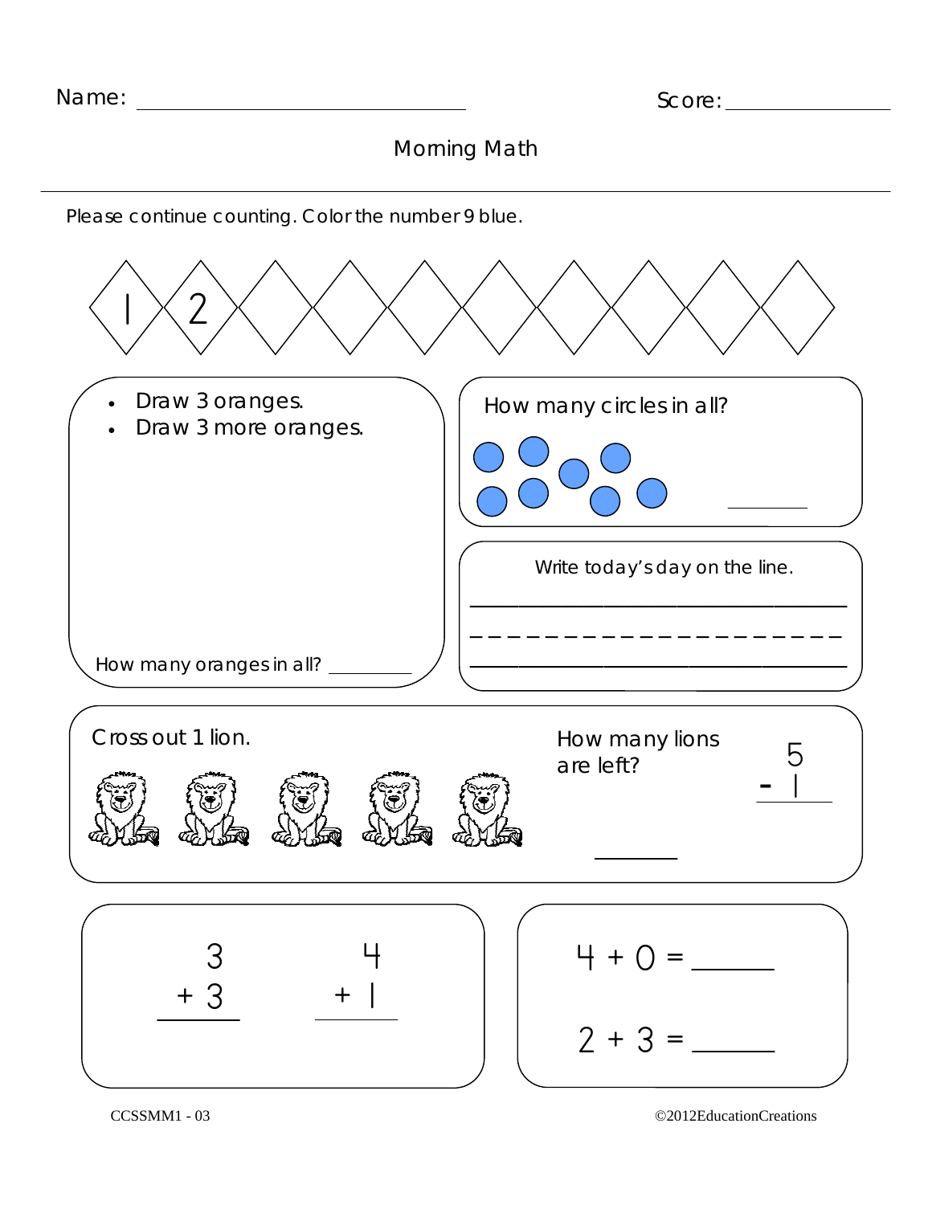Name: ____________________ Score: ____________

# Morning Math

Please continue counting. Color the number 9 blue.

| 1 | 2 | | | | | | | | |
|---|---|---|---|---|---|---|---|---|---|

- Draw 3 oranges.
- Draw 3 more oranges.

How many oranges in all? ________

How many circles in all? ________

Write today's day on the line.

______________________________

Cross out 1 lion.

How many lions are left?

$$\begin{array}{r} 5 \\ -\ 1 \\ \hline \end{array}$$

______

$$\begin{array}{r} 3 \\ +\ 3 \\ \hline \end{array} \qquad \begin{array}{r} 4 \\ +\ 1 \\ \hline \end{array}$$

$4 + 0 =$ ______

$2 + 3 =$ ______

CCSSMM1 - 03 ©2012EducationCreations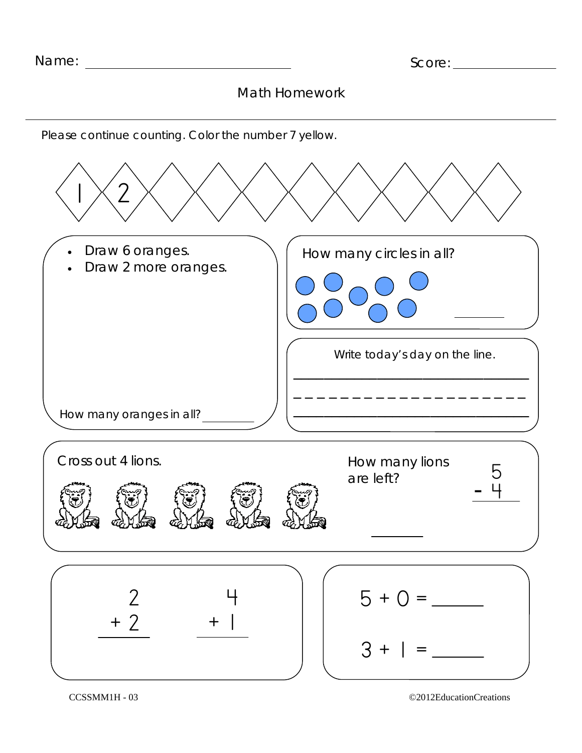Name: ______________________ Score: ____________

# Math Homework

Please continue counting. Color the number 7 yellow.

| 1 | 2 | | | | | | | | |
|---|---|---|---|---|---|---|---|---|---|

- Draw 6 oranges.
- Draw 2 more oranges.

How many oranges in all? ________

How many circles in all? ________

Write today's day on the line.

______________________________

Cross out 4 lions.

How many lions are left? ______

$$\begin{array}{r} 5 \\ -\ 4 \\ \hline \end{array}$$

$$\begin{array}{r} 2 \\ +\ 2 \\ \hline \end{array} \qquad \begin{array}{r} 4 \\ +\ 1 \\ \hline \end{array}$$

$5 + 0 =$ ______

$3 + 1 =$ ______

CCSSMM1H - 03

©2012EducationCreations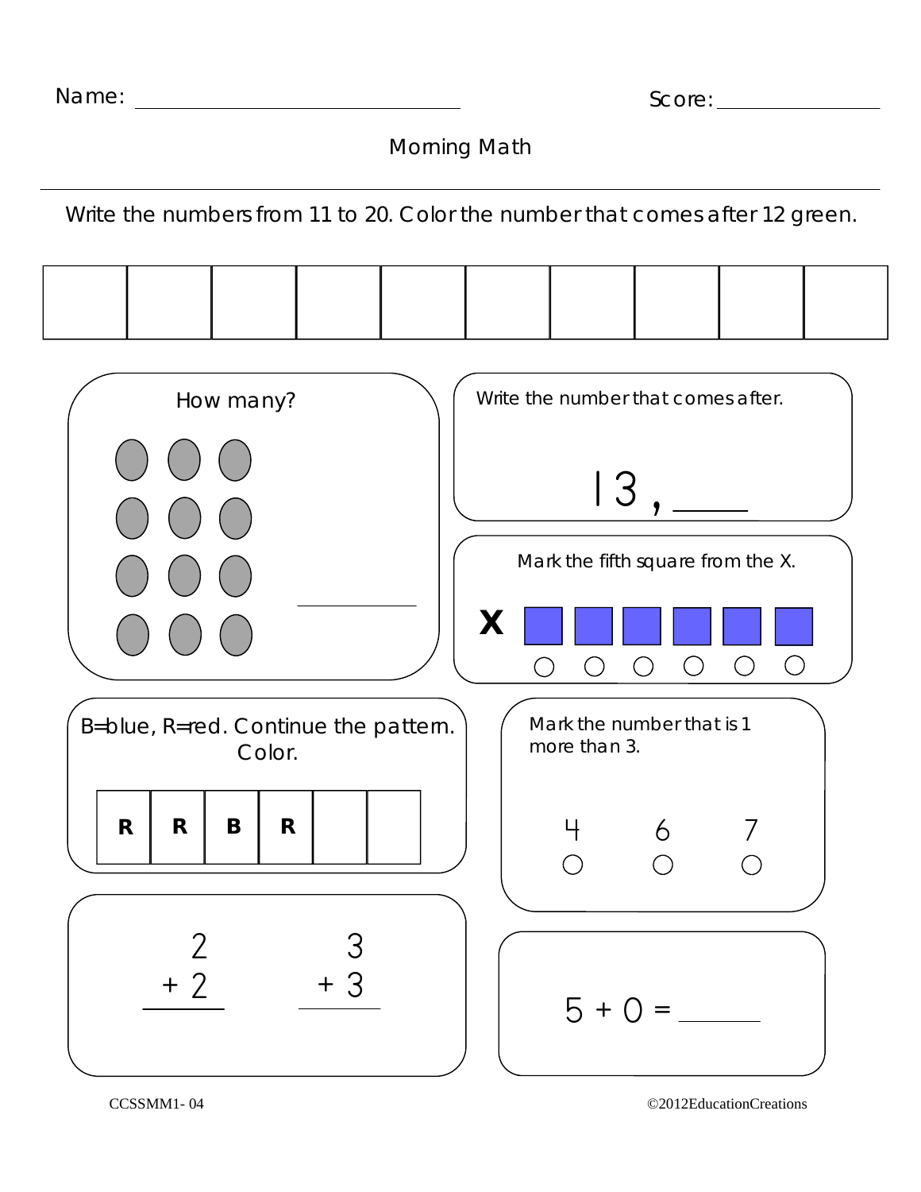Name: ______________________________ Score: ______________

Morning Math

---

Write the numbers from 11 to 20. Color the number that comes after 12 green.

| | | | | | | | | | |
|---|---|---|---|---|---|---|---|---|---|
| | | | | | | | | | |

How many?

●●●
●●●
●●●
●●●

__________

Write the number that comes after.

13, ____

Mark the fifth square from the X.

X ■ ■ ■ ■ ■ ■

○ ○ ○ ○ ○ ○

B=blue, R=red. Continue the pattern. Color.

| R | R | B | R | | |
|---|---|---|---|---|---|

Mark the number that is 1 more than 3.

4 ○ 6 ○ 7 ○

$$\begin{array}{r} 2 \\ +\ 2 \\ \hline \end{array} \qquad \begin{array}{r} 3 \\ +\ 3 \\ \hline \end{array}$$

$5 + 0 =$ ______

CCSSMM1- 04

©2012EducationCreations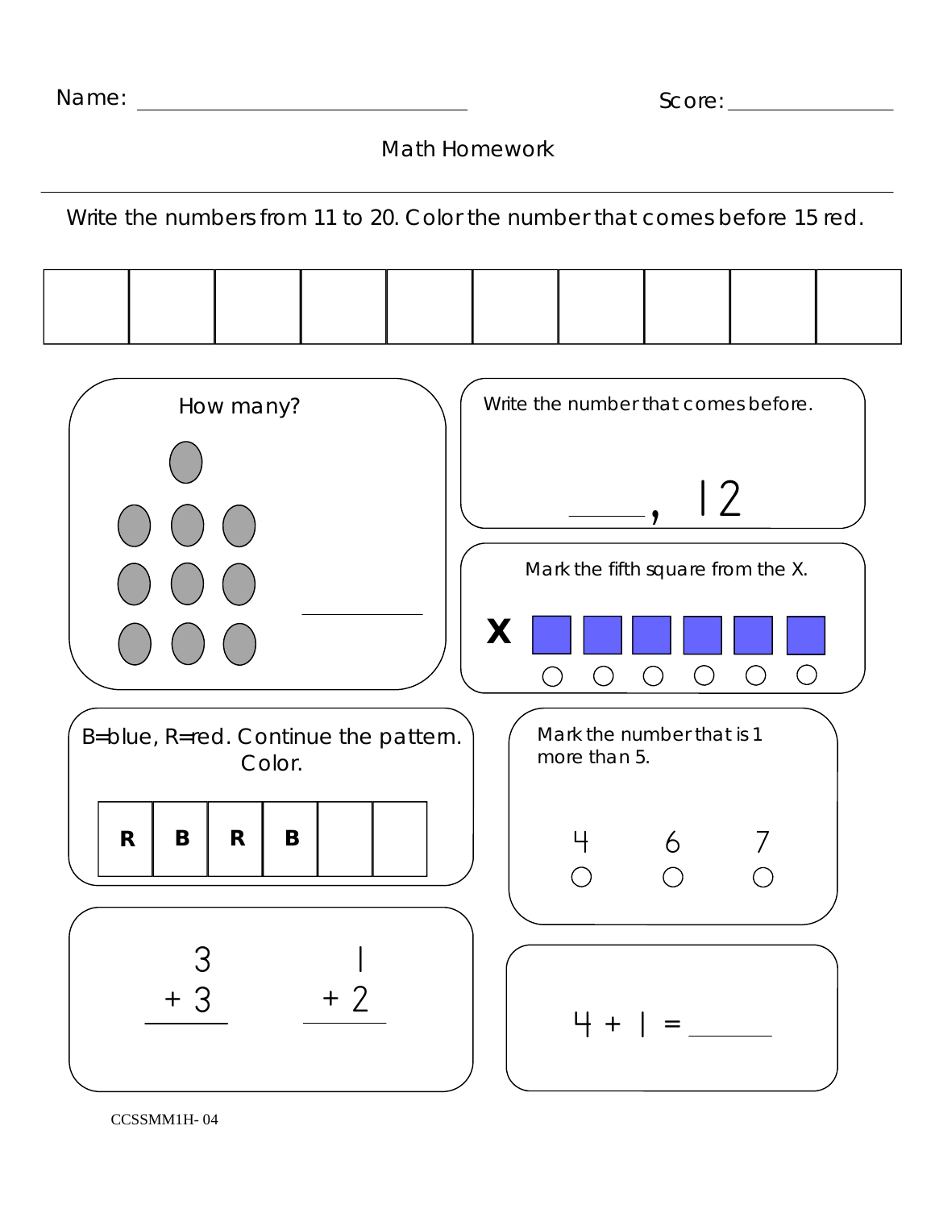Name: ______________________________ Score: _______________

# Math Homework

Write the numbers from 11 to 20. Color the number that comes before 15 red.

| | | | | | | | | | |
|---|---|---|---|---|---|---|---|---|---|
| | | | | | | | | | |

How many?

_________

Write the number that comes before.

_____, 12

Mark the fifth square from the X.

X ■ ■ ■ ■ ■ ■

○ ○ ○ ○ ○ ○

B=blue, R=red. Continue the pattern. Color.

| R | B | R | B | | |
|---|---|---|---|---|---|

Mark the number that is 1 more than 5.

4 ○ 6 ○ 7 ○

$$\begin{array}{r} 3 \\ +\ 3 \\ \hline \end{array} \qquad \begin{array}{r} 1 \\ +\ 2 \\ \hline \end{array}$$

4 + 1 = _____

CCSSMM1H- 04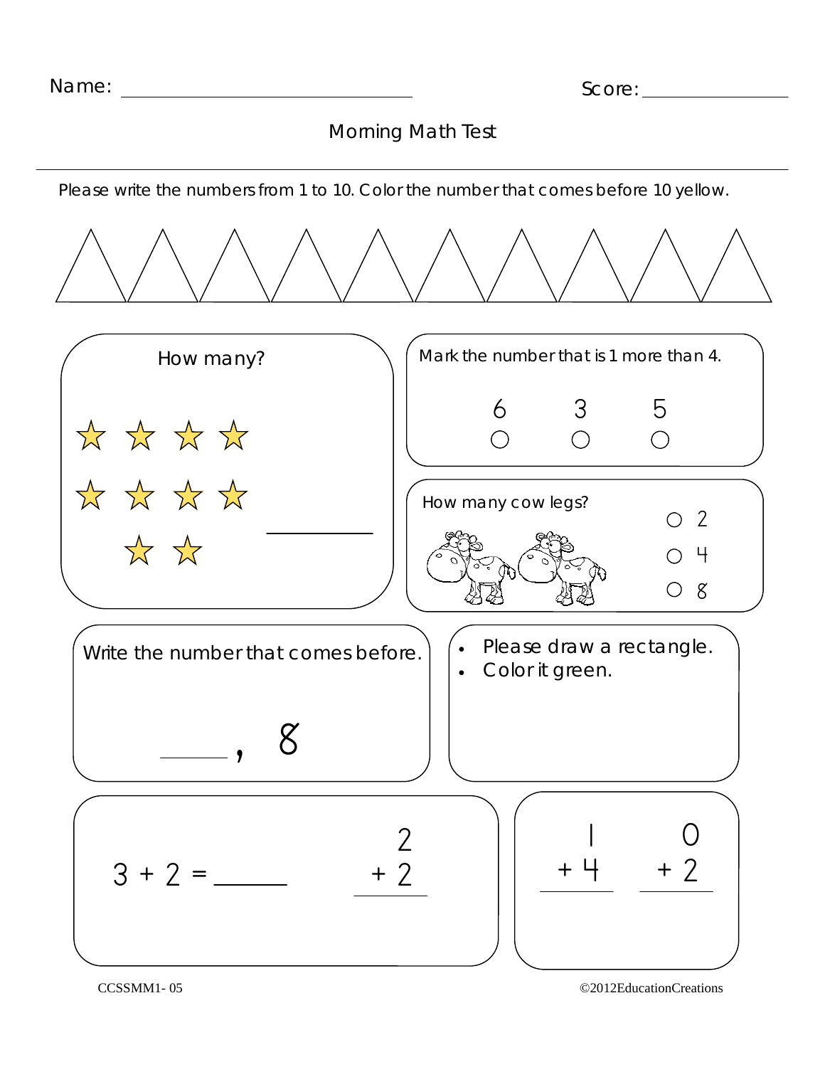Name: ____________________ Score: ____________

# Morning Math Test

Please write the numbers from 1 to 10. Color the number that comes before 10 yellow.

---

**How many?**

☆ ☆ ☆ ☆

☆ ☆ ☆ ☆

☆ ☆

________

---

**Mark the number that is 1 more than 4.**

6 ○ 3 ○ 5 ○

---

**How many cow legs?**

○ 2

○ 4

○ 8

---

**Write the number that comes before.**

_____ , 8

---

- Please draw a rectangle.
- Color it green.

---

$3 + 2 =$ _____

$$\begin{array}{r} 2 \\ +\ 2 \\ \hline \end{array}$$

---

$$\begin{array}{r} 1 \\ +\ 4 \\ \hline \end{array} \qquad \begin{array}{r} 0 \\ +\ 2 \\ \hline \end{array}$$

CCSSMM1- 05

©2012EducationCreations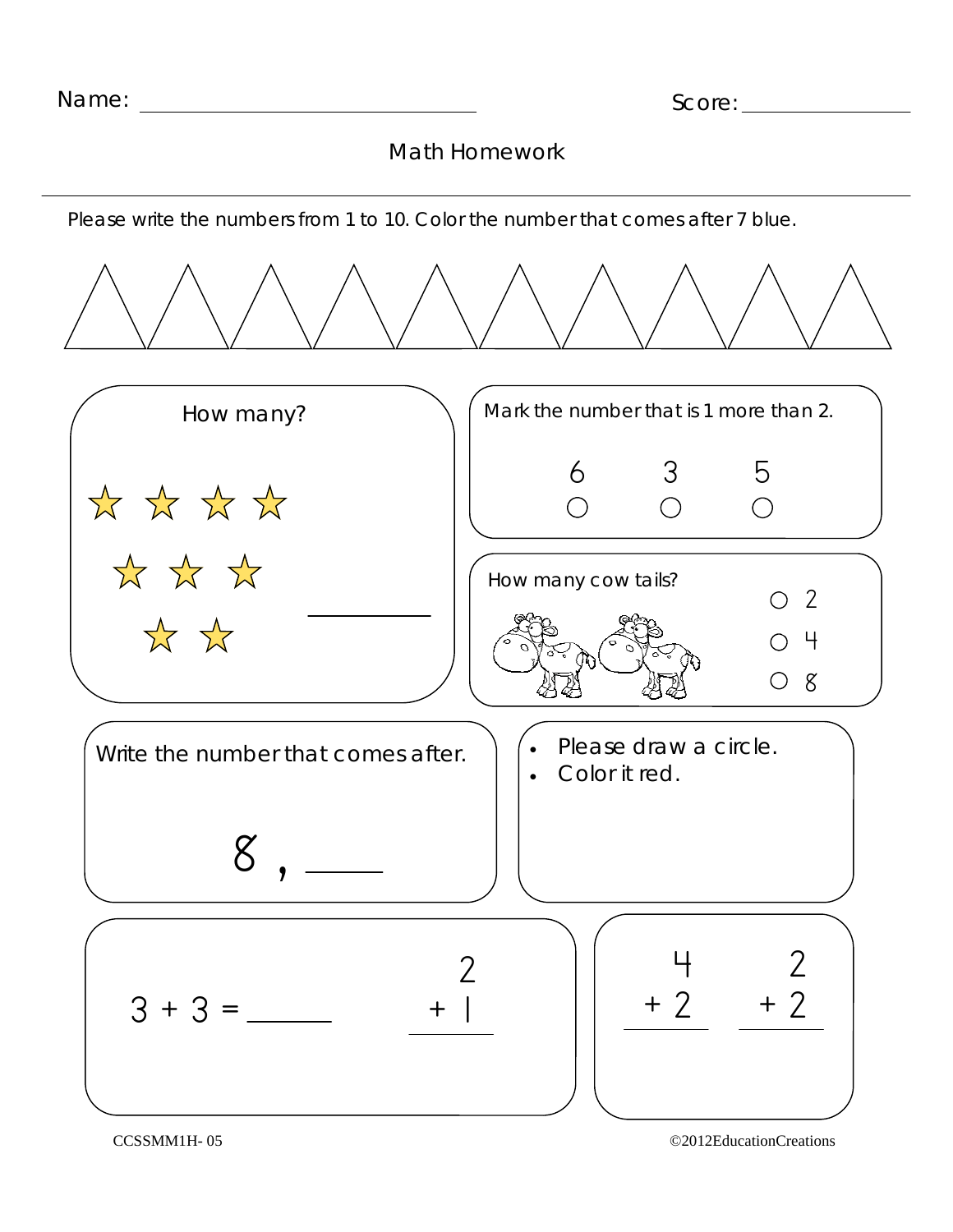Name: ____________________ Score: ____________

# Math Homework

Please write the numbers from 1 to 10. Color the number that comes after 7 blue.

How many?

★ ★ ★ ★

★ ★ ★

★ ★ ________

Mark the number that is 1 more than 2.

6 ○ 3 ○ 5 ○

How many cow tails?

○ 2

○ 4

○ 8

Write the number that comes after.

8 , ____

- Please draw a circle.
- Color it red.

$3 + 3 =$ ______

$$\begin{array}{r} 2 \\ +\ 1 \\ \hline \end{array}$$

$$\begin{array}{r} 4 \\ +\ 2 \\ \hline \end{array} \qquad \begin{array}{r} 2 \\ +\ 2 \\ \hline \end{array}$$

CCSSMM1H- 05 ©2012EducationCreations